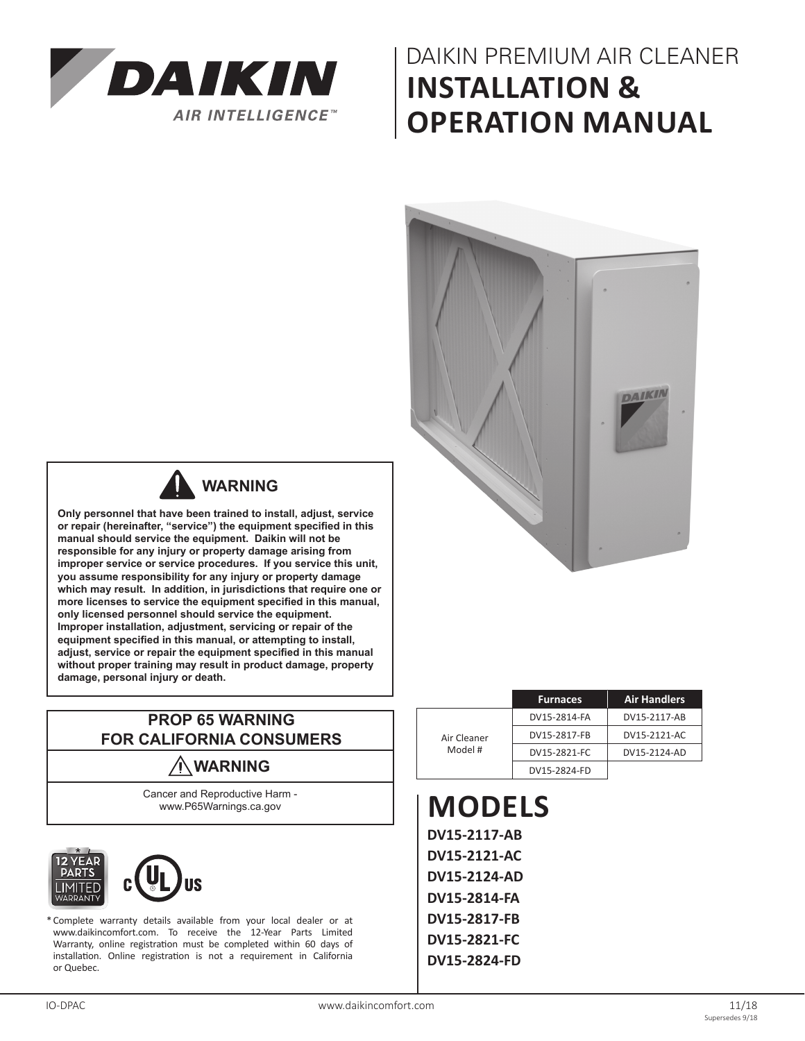# DAIKIN PREMIUM AIR CLEANER
# INSTALLATION & OPERATION MANUAL

## ⚠ WARNING

**Only personnel that have been trained to install, adjust, service or repair (hereinafter, "service") the equipment specified in this manual should service the equipment. Daikin will not be responsible for any injury or property damage arising from improper service or service procedures. If you service this unit, you assume responsibility for any injury or property damage which may result. In addition, in jurisdictions that require one or more licenses to service the equipment specified in this manual, only licensed personnel should service the equipment. Improper installation, adjustment, servicing or repair of the equipment specified in this manual, or attempting to install, adjust, service or repair the equipment specified in this manual without proper training may result in product damage, property damage, personal injury or death.**

## PROP 65 WARNING FOR CALIFORNIA CONSUMERS

### ⚠ WARNING

Cancer and Reproductive Harm - www.P65Warnings.ca.gov

*Complete warranty details available from your local dealer or at www.daikincomfort.com. To receive the 12-Year Parts Limited Warranty, online registration must be completed within 60 days of installation. Online registration is not a requirement in California or Quebec.

| | Furnaces | Air Handlers |
|---|---|---|
| Air Cleaner Model # | DV15-2814-FA | DV15-2117-AB |
| | DV15-2817-FB | DV15-2121-AC |
| | DV15-2821-FC | DV15-2124-AD |
| | DV15-2824-FD | |

# MODELS

**DV15-2117-AB**
**DV15-2121-AC**
**DV15-2124-AD**
**DV15-2814-FA**
**DV15-2817-FB**
**DV15-2821-FC**
**DV15-2824-FD**

IO-DPAC

11/18
Supersedes 9/18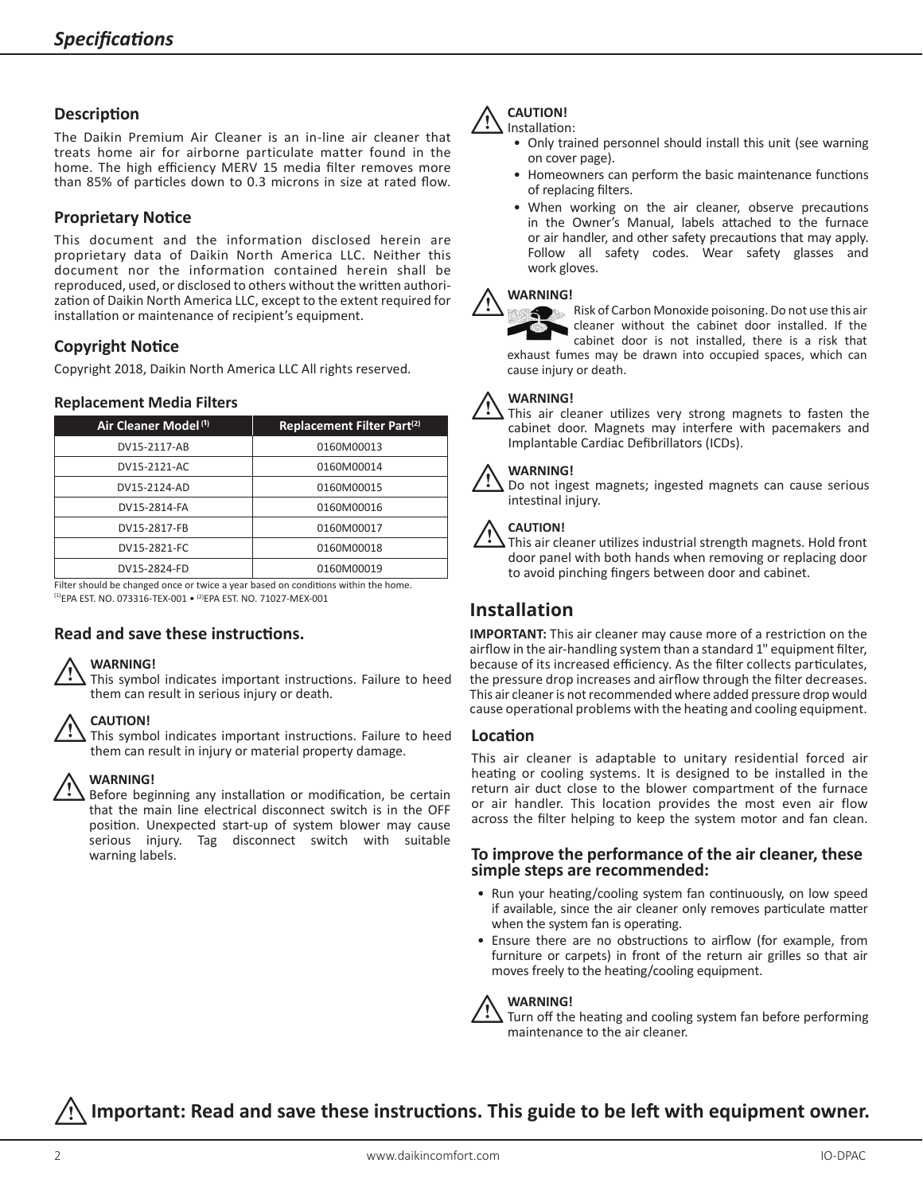# Specifications

## Description

The Daikin Premium Air Cleaner is an in-line air cleaner that treats home air for airborne particulate matter found in the home. The high efficiency MERV 15 media filter removes more than 85% of particles down to 0.3 microns in size at rated flow.

## Proprietary Notice

This document and the information disclosed herein are proprietary data of Daikin North America LLC. Neither this document nor the information contained herein shall be reproduced, used, or disclosed to others without the written authorization of Daikin North America LLC, except to the extent required for installation or maintenance of recipient's equipment.

## Copyright Notice

Copyright 2018, Daikin North America LLC All rights reserved.

### Replacement Media Filters

| Air Cleaner Model [1] | Replacement Filter Part [2] |
|---|---|
| DV15-2117-AB | 0160M00013 |
| DV15-2121-AC | 0160M00014 |
| DV15-2124-AD | 0160M00015 |
| DV15-2814-FA | 0160M00016 |
| DV15-2817-FB | 0160M00017 |
| DV15-2821-FC | 0160M00018 |
| DV15-2824-FD | 0160M00019 |

Filter should be changed once or twice a year based on conditions within the home.
[1] EPA EST. NO. 073316-TEX-001 • [2] EPA EST. NO. 71027-MEX-001

## Read and save these instructions.

**WARNING!**
This symbol indicates important instructions. Failure to heed them can result in serious injury or death.

**CAUTION!**
This symbol indicates important instructions. Failure to heed them can result in injury or material property damage.

**WARNING!**
Before beginning any installation or modification, be certain that the main line electrical disconnect switch is in the OFF position. Unexpected start-up of system blower may cause serious injury. Tag disconnect switch with suitable warning labels.

**CAUTION!**
Installation:

- Only trained personnel should install this unit (see warning on cover page).
- Homeowners can perform the basic maintenance functions of replacing filters.
- When working on the air cleaner, observe precautions in the Owner's Manual, labels attached to the furnace or air handler, and other safety precautions that may apply. Follow all safety codes. Wear safety glasses and work gloves.

**WARNING!**
Risk of Carbon Monoxide poisoning. Do not use this air cleaner without the cabinet door installed. If the cabinet door is not installed, there is a risk that exhaust fumes may be drawn into occupied spaces, which can cause injury or death.

**WARNING!**
This air cleaner utilizes very strong magnets to fasten the cabinet door. Magnets may interfere with pacemakers and Implantable Cardiac Defibrillators (ICDs).

**WARNING!**
Do not ingest magnets; ingested magnets can cause serious intestinal injury.

**CAUTION!**
This air cleaner utilizes industrial strength magnets. Hold front door panel with both hands when removing or replacing door to avoid pinching fingers between door and cabinet.

# Installation

**IMPORTANT:** This air cleaner may cause more of a restriction on the airflow in the air-handling system than a standard 1" equipment filter, because of its increased efficiency. As the filter collects particulates, the pressure drop increases and airflow through the filter decreases. This air cleaner is not recommended where added pressure drop would cause operational problems with the heating and cooling equipment.

## Location

This air cleaner is adaptable to unitary residential forced air heating or cooling systems. It is designed to be installed in the return air duct close to the blower compartment of the furnace or air handler. This location provides the most even air flow across the filter helping to keep the system motor and fan clean.

### To improve the performance of the air cleaner, these simple steps are recommended:

- Run your heating/cooling system fan continuously, on low speed if available, since the air cleaner only removes particulate matter when the system fan is operating.
- Ensure there are no obstructions to airflow (for example, from furniture or carpets) in front of the return air grilles so that air moves freely to the heating/cooling equipment.

**WARNING!**
Turn off the heating and cooling system fan before performing maintenance to the air cleaner.

**Important: Read and save these instructions. This guide to be left with equipment owner.**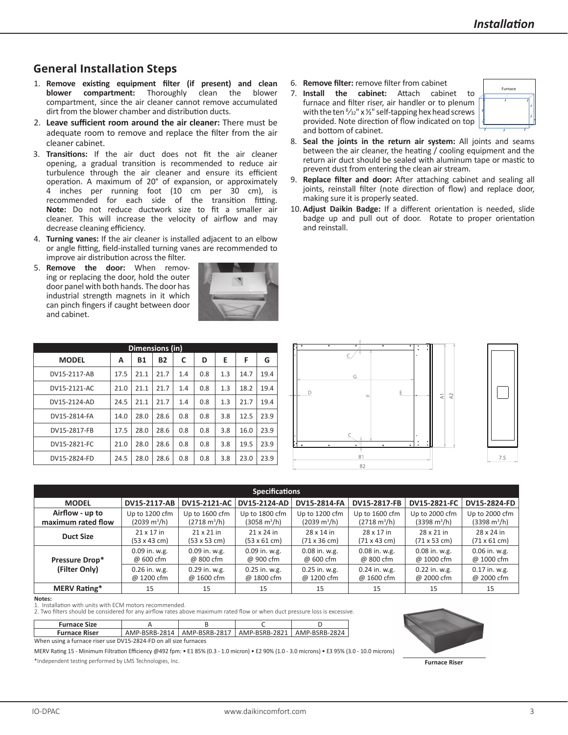## General Installation Steps

1. **Remove existing equipment filter (if present) and clean blower compartment:** Thoroughly clean the blower compartment, since the air cleaner cannot remove accumulated dirt from the blower chamber and distribution ducts.
2. **Leave sufficient room around the air cleaner:** There must be adequate room to remove and replace the filter from the air cleaner cabinet.
3. **Transitions:** If the air duct does not fit the air cleaner opening, a gradual transition is recommended to reduce air turbulence through the air cleaner and ensure its efficient operation. A maximum of 20° of expansion, or approximately 4 inches per running foot (10 cm per 30 cm), is recommended for each side of the transition fitting. **Note:** Do not reduce ductwork size to fit a smaller air cleaner. This will increase the velocity of airflow and may decrease cleaning efficiency.
4. **Turning vanes:** If the air cleaner is installed adjacent to an elbow or angle fitting, field-installed turning vanes are recommended to improve air distribution across the filter.
5. **Remove the door:** When removing or replacing the door, hold the outer door panel with both hands. The door has industrial strength magnets in it which can pinch fingers if caught between door and cabinet.
6. **Remove filter:** remove filter from cabinet
7. **Install the cabinet:** Attach cabinet to furnace and filter riser, air handler or to plenum with the ten 8/32" x ½" self-tapping hex head screws provided. Note direction of flow indicated on top and bottom of cabinet.
8. **Seal the joints in the return air system:** All joints and seams between the air cleaner, the heating / cooling equipment and the return air duct should be sealed with aluminum tape or mastic to prevent dust from entering the clean air stream.
9. **Replace filter and door:** After attaching cabinet and sealing all joints, reinstall filter (note direction of flow) and replace door, making sure it is properly seated.
10. **Adjust Daikin Badge:** If a different orientation is needed, slide badge up and pull out of door. Rotate to proper orientation and reinstall.

| Dimensions (in) | | | | | | | | |
|---|---|---|---|---|---|---|---|---|
| **MODEL** | **A** | **B1** | **B2** | **C** | **D** | **E** | **F** | **G** |
| DV15-2117-AB | 17.5 | 21.1 | 21.7 | 1.4 | 0.8 | 1.3 | 14.7 | 19.4 |
| DV15-2121-AC | 21.0 | 21.1 | 21.7 | 1.4 | 0.8 | 1.3 | 18.2 | 19.4 |
| DV15-2124-AD | 24.5 | 21.1 | 21.7 | 1.4 | 0.8 | 1.3 | 21.7 | 19.4 |
| DV15-2814-FA | 14.0 | 28.0 | 28.6 | 0.8 | 0.8 | 3.8 | 12.5 | 23.9 |
| DV15-2817-FB | 17.5 | 28.0 | 28.6 | 0.8 | 0.8 | 3.8 | 16.0 | 23.9 |
| DV15-2821-FC | 21.0 | 28.0 | 28.6 | 0.8 | 0.8 | 3.8 | 19.5 | 23.9 |
| DV15-2824-FD | 24.5 | 28.0 | 28.6 | 0.8 | 0.8 | 3.8 | 23.0 | 23.9 |

| Specifications | | | | | | | |
|---|---|---|---|---|---|---|---|
| **MODEL** | **DV15-2117-AB** | **DV15-2121-AC** | **DV15-2124-AD** | **DV15-2814-FA** | **DV15-2817-FB** | **DV15-2821-FC** | **DV15-2824-FD** |
| **Airflow - up to maximum rated flow** | Up to 1200 cfm (2039 $m^3$/h) | Up to 1600 cfm (2718 $m^3$/h) | Up to 1800 cfm (3058 $m^3$/h) | Up to 1200 cfm (2039 $m^3$/h) | Up to 1600 cfm (2718 $m^3$/h) | Up to 2000 cfm (3398 $m^3$/h) | Up to 2000 cfm (3398 $m^3$/h) |
| **Duct Size** | 21 x 17 in (53 x 43 cm) | 21 x 21 in (53 x 53 cm) | 21 x 24 in (53 x 61 cm) | 28 x 14 in (71 x 36 cm) | 28 x 17 in (71 x 43 cm) | 28 x 21 in (71 x 53 cm) | 28 x 24 in (71 x 61 cm) |
| **Pressure Drop* (Filter Only)** | 0.09 in. w.g. @ 600 cfm | 0.09 in. w.g. @ 800 cfm | 0.09 in. w.g. @ 900 cfm | 0.08 in. w.g. @ 600 cfm | 0.08 in. w.g. @ 800 cfm | 0.08 in. w.g. @ 1000 cfm | 0.06 in. w.g. @ 1000 cfm |
| | 0.26 in. w.g. @ 1200 cfm | 0.29 in. w.g. @ 1600 cfm | 0.25 in. w.g. @ 1800 cfm | 0.25 in. w.g. @ 1200 cfm | 0.24 in. w.g. @ 1600 cfm | 0.22 in. w.g. @ 2000 cfm | 0.17 in. w.g. @ 2000 cfm |
| **MERV Rating*** | 15 | 15 | 15 | 15 | 15 | 15 | 15 |

**Notes:**
1. Installation with units with ECM motors recommended.
2. Two filters should be considered for any airflow rates above maximum rated flow or when duct pressure loss is excessive.

| Furnace Size | A | B | C | D |
|---|---|---|---|---|
| **Furnace Riser** | AMP-BSRB-2814 | AMP-BSRB-2817 | AMP-BSRB-2821 | AMP-BSRB-2824 |

When using a furnace riser use DV15-2824-FD on all size furnaces

MERV Rating 15 - Minimum Filtration Efficiency @492 fpm: • E1 85% (0.3 - 1.0 micron) • E2 90% (1.0 - 3.0 microns) • E3 95% (3.0 - 10.0 microns)

*Independent testing performed by LMS Technologies, Inc.

Furnace Riser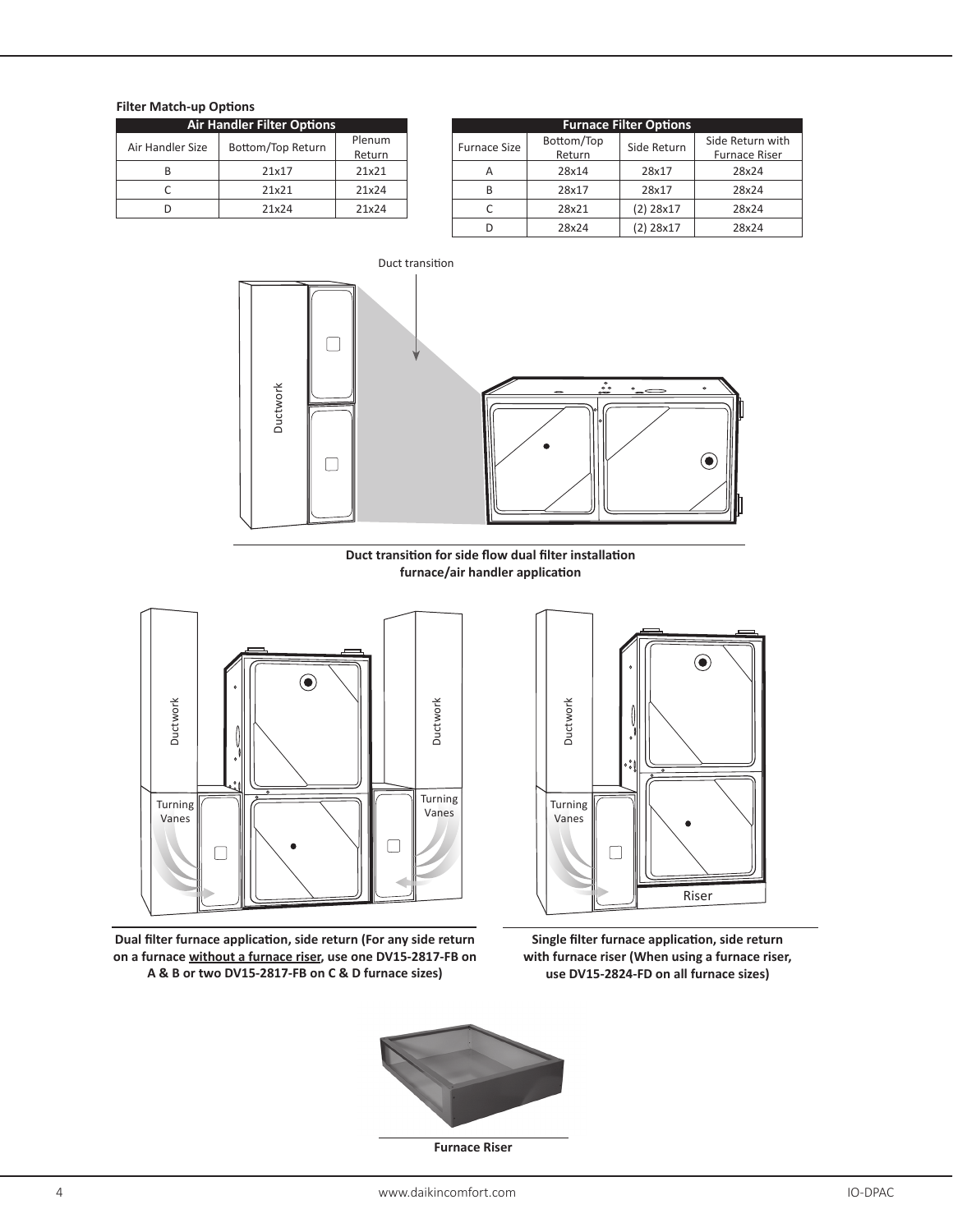**Filter Match-up Options**

| Air Handler Filter Options | | |
|---|---|---|
| Air Handler Size | Bottom/Top Return | Plenum Return |
| B | 21x17 | 21x21 |
| C | 21x21 | 21x24 |
| D | 21x24 | 21x24 |

| Furnace Filter Options | | | |
|---|---|---|---|
| Furnace Size | Bottom/Top Return | Side Return | Side Return with Furnace Riser |
| A | 28x14 | 28x17 | 28x24 |
| B | 28x17 | 28x17 | 28x24 |
| C | 28x21 | (2) 28x17 | 28x24 |
| D | 28x24 | (2) 28x17 | 28x24 |

**Duct transition for side flow dual filter installation furnace/air handler application**

**Dual filter furnace application, side return (For any side return on a furnace without a furnace riser, use one DV15-2817-FB on A & B or two DV15-2817-FB on C & D furnace sizes)**

**Single filter furnace application, side return with furnace riser (When using a furnace riser, use DV15-2824-FD on all furnace sizes)**

**Furnace Riser**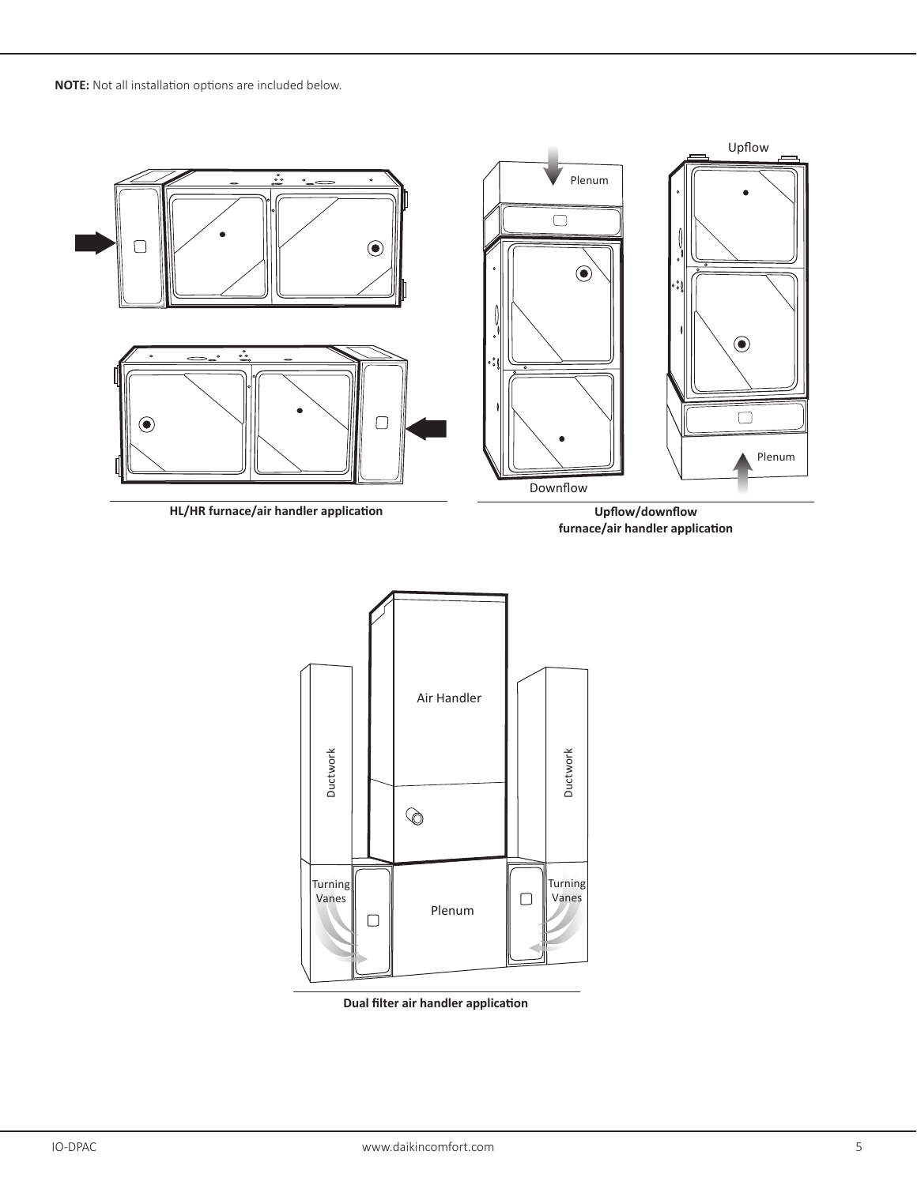**NOTE:** Not all installation options are included below.

**HL/HR furnace/air handler application**

**Upflow/downflow furnace/air handler application**

**Dual filter air handler application**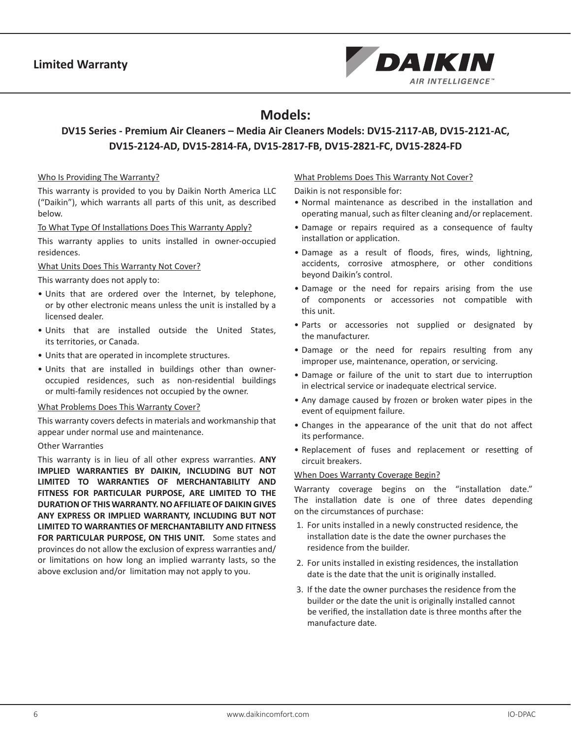# Limited Warranty

## Models:

### DV15 Series - Premium Air Cleaners – Media Air Cleaners Models: DV15-2117-AB, DV15-2121-AC, DV15-2124-AD, DV15-2814-FA, DV15-2817-FB, DV15-2821-FC, DV15-2824-FD

<u>Who Is Providing The Warranty?</u>

This warranty is provided to you by Daikin North America LLC ("Daikin"), which warrants all parts of this unit, as described below.

<u>To What Type Of Installations Does This Warranty Apply?</u>

This warranty applies to units installed in owner-occupied residences.

<u>What Units Does This Warranty Not Cover?</u>

This warranty does not apply to:

- Units that are ordered over the Internet, by telephone, or by other electronic means unless the unit is installed by a licensed dealer.
- Units that are installed outside the United States, its territories, or Canada.
- Units that are operated in incomplete structures.
- Units that are installed in buildings other than owner-occupied residences, such as non-residential buildings or multi-family residences not occupied by the owner.

<u>What Problems Does This Warranty Cover?</u>

This warranty covers defects in materials and workmanship that appear under normal use and maintenance.

Other Warranties

This warranty is in lieu of all other express warranties. **ANY IMPLIED WARRANTIES BY DAIKIN, INCLUDING BUT NOT LIMITED TO WARRANTIES OF MERCHANTABILITY AND FITNESS FOR PARTICULAR PURPOSE, ARE LIMITED TO THE DURATION OF THIS WARRANTY. NO AFFILIATE OF DAIKIN GIVES ANY EXPRESS OR IMPLIED WARRANTY, INCLUDING BUT NOT LIMITED TO WARRANTIES OF MERCHANTABILITY AND FITNESS FOR PARTICULAR PURPOSE, ON THIS UNIT.** Some states and provinces do not allow the exclusion of express warranties and/or limitations on how long an implied warranty lasts, so the above exclusion and/or limitation may not apply to you.

<u>What Problems Does This Warranty Not Cover?</u>

Daikin is not responsible for:

- Normal maintenance as described in the installation and operating manual, such as filter cleaning and/or replacement.
- Damage or repairs required as a consequence of faulty installation or application.
- Damage as a result of floods, fires, winds, lightning, accidents, corrosive atmosphere, or other conditions beyond Daikin's control.
- Damage or the need for repairs arising from the use of components or accessories not compatible with this unit.
- Parts or accessories not supplied or designated by the manufacturer.
- Damage or the need for repairs resulting from any improper use, maintenance, operation, or servicing.
- Damage or failure of the unit to start due to interruption in electrical service or inadequate electrical service.
- Any damage caused by frozen or broken water pipes in the event of equipment failure.
- Changes in the appearance of the unit that do not affect its performance.
- Replacement of fuses and replacement or resetting of circuit breakers.

<u>When Does Warranty Coverage Begin?</u>

Warranty coverage begins on the "installation date." The installation date is one of three dates depending on the circumstances of purchase:

1. For units installed in a newly constructed residence, the installation date is the date the owner purchases the residence from the builder.
2. For units installed in existing residences, the installation date is the date that the unit is originally installed.
3. If the date the owner purchases the residence from the builder or the date the unit is originally installed cannot be verified, the installation date is three months after the manufacture date.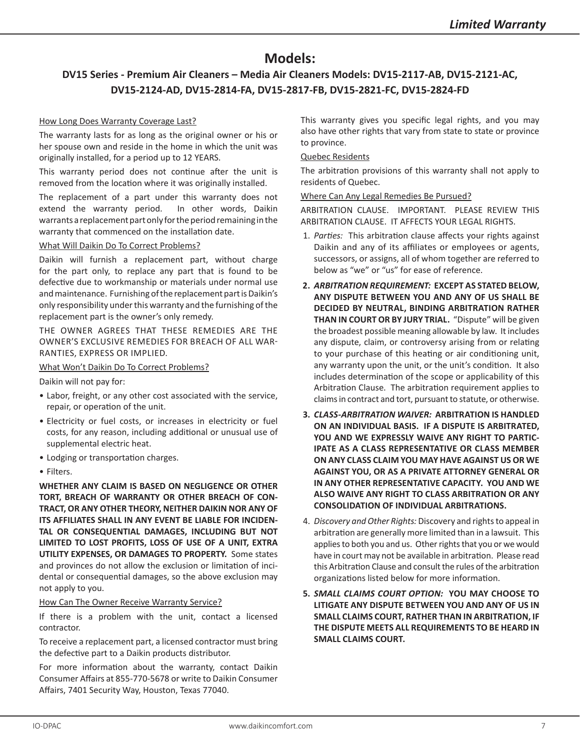# Models:

## DV15 Series - Premium Air Cleaners – Media Air Cleaners Models: DV15-2117-AB, DV15-2121-AC, DV15-2124-AD, DV15-2814-FA, DV15-2817-FB, DV15-2821-FC, DV15-2824-FD

How Long Does Warranty Coverage Last?

The warranty lasts for as long as the original owner or his or her spouse own and reside in the home in which the unit was originally installed, for a period up to 12 YEARS.

This warranty period does not continue after the unit is removed from the location where it was originally installed.

The replacement of a part under this warranty does not extend the warranty period. In other words, Daikin warrants a replacement part only for the period remaining in the warranty that commenced on the installation date.

What Will Daikin Do To Correct Problems?

Daikin will furnish a replacement part, without charge for the part only, to replace any part that is found to be defective due to workmanship or materials under normal use and maintenance. Furnishing of the replacement part is Daikin's only responsibility under this warranty and the furnishing of the replacement part is the owner's only remedy.

THE OWNER AGREES THAT THESE REMEDIES ARE THE OWNER'S EXCLUSIVE REMEDIES FOR BREACH OF ALL WARRANTIES, EXPRESS OR IMPLIED.

What Won't Daikin Do To Correct Problems?

Daikin will not pay for:

- Labor, freight, or any other cost associated with the service, repair, or operation of the unit.
- Electricity or fuel costs, or increases in electricity or fuel costs, for any reason, including additional or unusual use of supplemental electric heat.
- Lodging or transportation charges.
- Filters.

**WHETHER ANY CLAIM IS BASED ON NEGLIGENCE OR OTHER TORT, BREACH OF WARRANTY OR OTHER BREACH OF CONTRACT, OR ANY OTHER THEORY, NEITHER DAIKIN NOR ANY OF ITS AFFILIATES SHALL IN ANY EVENT BE LIABLE FOR INCIDENTAL OR CONSEQUENTIAL DAMAGES, INCLUDING BUT NOT LIMITED TO LOST PROFITS, LOSS OF USE OF A UNIT, EXTRA UTILITY EXPENSES, OR DAMAGES TO PROPERTY.** Some states and provinces do not allow the exclusion or limitation of incidental or consequential damages, so the above exclusion may not apply to you.

How Can The Owner Receive Warranty Service?

If there is a problem with the unit, contact a licensed contractor.

To receive a replacement part, a licensed contractor must bring the defective part to a Daikin products distributor.

For more information about the warranty, contact Daikin Consumer Affairs at 855-770-5678 or write to Daikin Consumer Affairs, 7401 Security Way, Houston, Texas 77040.

This warranty gives you specific legal rights, and you may also have other rights that vary from state to state or province to province.

Quebec Residents

The arbitration provisions of this warranty shall not apply to residents of Quebec.

Where Can Any Legal Remedies Be Pursued?

ARBITRATION CLAUSE. IMPORTANT. PLEASE REVIEW THIS ARBITRATION CLAUSE. IT AFFECTS YOUR LEGAL RIGHTS.

1. *Parties:* This arbitration clause affects your rights against Daikin and any of its affiliates or employees or agents, successors, or assigns, all of whom together are referred to below as "we" or "us" for ease of reference.
2. ***ARBITRATION REQUIREMENT:* EXCEPT AS STATED BELOW, ANY DISPUTE BETWEEN YOU AND ANY OF US SHALL BE DECIDED BY NEUTRAL, BINDING ARBITRATION RATHER THAN IN COURT OR BY JURY TRIAL.** "Dispute" will be given the broadest possible meaning allowable by law. It includes any dispute, claim, or controversy arising from or relating to your purchase of this heating or air conditioning unit, any warranty upon the unit, or the unit's condition. It also includes determination of the scope or applicability of this Arbitration Clause. The arbitration requirement applies to claims in contract and tort, pursuant to statute, or otherwise.
3. ***CLASS-ARBITRATION WAIVER:* ARBITRATION IS HANDLED ON AN INDIVIDUAL BASIS. IF A DISPUTE IS ARBITRATED, YOU AND WE EXPRESSLY WAIVE ANY RIGHT TO PARTICIPATE AS A CLASS REPRESENTATIVE OR CLASS MEMBER ON ANY CLASS CLAIM YOU MAY HAVE AGAINST US OR WE AGAINST YOU, OR AS A PRIVATE ATTORNEY GENERAL OR IN ANY OTHER REPRESENTATIVE CAPACITY. YOU AND WE ALSO WAIVE ANY RIGHT TO CLASS ARBITRATION OR ANY CONSOLIDATION OF INDIVIDUAL ARBITRATIONS.**
4. *Discovery and Other Rights:* Discovery and rights to appeal in arbitration are generally more limited than in a lawsuit. This applies to both you and us. Other rights that you or we would have in court may not be available in arbitration. Please read this Arbitration Clause and consult the rules of the arbitration organizations listed below for more information.
5. ***SMALL CLAIMS COURT OPTION:* YOU MAY CHOOSE TO LITIGATE ANY DISPUTE BETWEEN YOU AND ANY OF US IN SMALL CLAIMS COURT, RATHER THAN IN ARBITRATION, IF THE DISPUTE MEETS ALL REQUIREMENTS TO BE HEARD IN SMALL CLAIMS COURT.**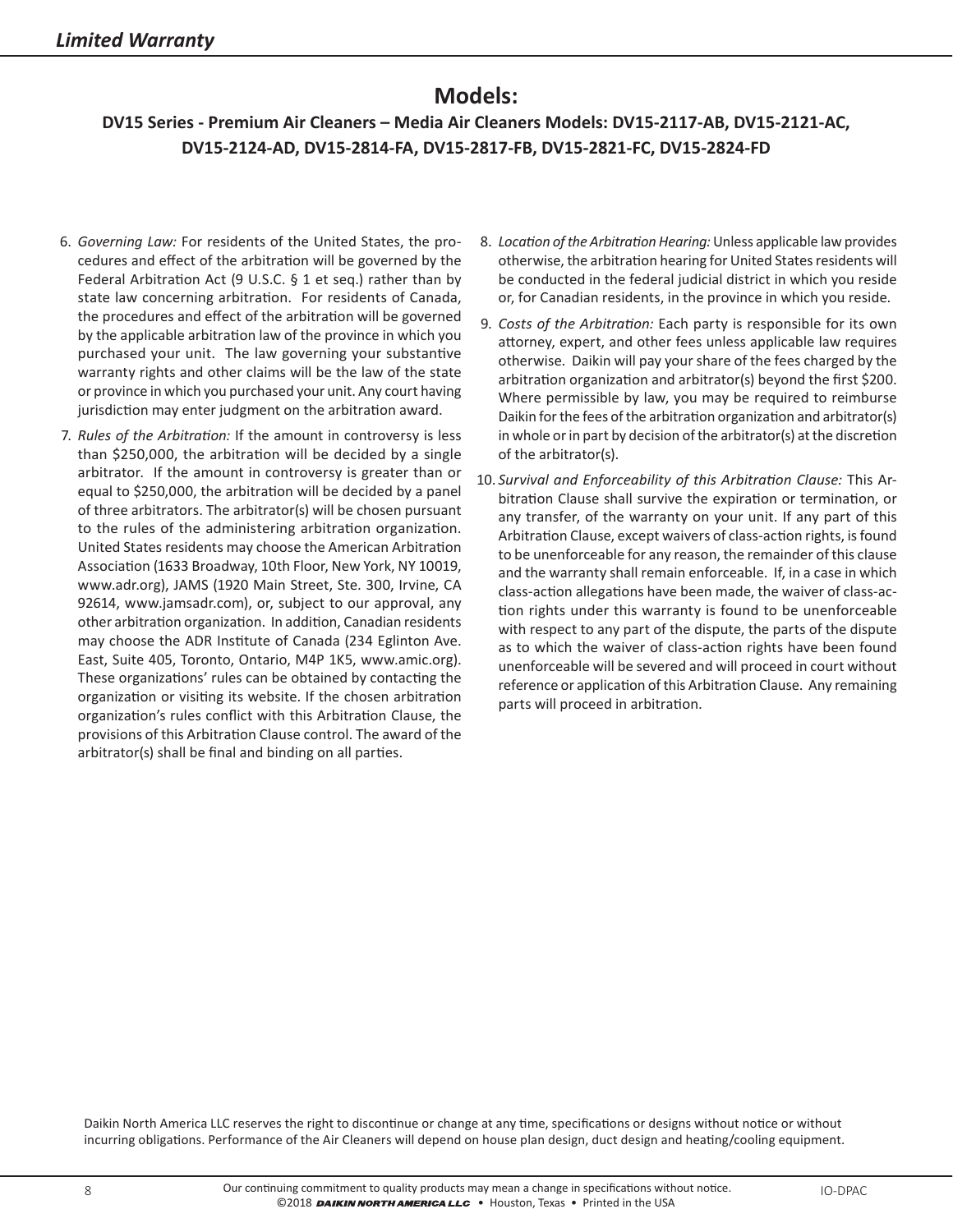## Models:

### DV15 Series - Premium Air Cleaners – Media Air Cleaners Models: DV15-2117-AB, DV15-2121-AC, DV15-2124-AD, DV15-2814-FA, DV15-2817-FB, DV15-2821-FC, DV15-2824-FD

6. *Governing Law:* For residents of the United States, the procedures and effect of the arbitration will be governed by the Federal Arbitration Act (9 U.S.C. § 1 et seq.) rather than by state law concerning arbitration. For residents of Canada, the procedures and effect of the arbitration will be governed by the applicable arbitration law of the province in which you purchased your unit. The law governing your substantive warranty rights and other claims will be the law of the state or province in which you purchased your unit. Any court having jurisdiction may enter judgment on the arbitration award.
7. *Rules of the Arbitration:* If the amount in controversy is less than $250,000, the arbitration will be decided by a single arbitrator. If the amount in controversy is greater than or equal to $250,000, the arbitration will be decided by a panel of three arbitrators. The arbitrator(s) will be chosen pursuant to the rules of the administering arbitration organization. United States residents may choose the American Arbitration Association (1633 Broadway, 10th Floor, New York, NY 10019, www.adr.org), JAMS (1920 Main Street, Ste. 300, Irvine, CA 92614, www.jamsadr.com), or, subject to our approval, any other arbitration organization. In addition, Canadian residents may choose the ADR Institute of Canada (234 Eglinton Ave. East, Suite 405, Toronto, Ontario, M4P 1K5, www.amic.org). These organizations' rules can be obtained by contacting the organization or visiting its website. If the chosen arbitration organization's rules conflict with this Arbitration Clause, the provisions of this Arbitration Clause control. The award of the arbitrator(s) shall be final and binding on all parties.
8. *Location of the Arbitration Hearing:* Unless applicable law provides otherwise, the arbitration hearing for United States residents will be conducted in the federal judicial district in which you reside or, for Canadian residents, in the province in which you reside.
9. *Costs of the Arbitration:* Each party is responsible for its own attorney, expert, and other fees unless applicable law requires otherwise. Daikin will pay your share of the fees charged by the arbitration organization and arbitrator(s) beyond the first $200. Where permissible by law, you may be required to reimburse Daikin for the fees of the arbitration organization and arbitrator(s) in whole or in part by decision of the arbitrator(s) at the discretion of the arbitrator(s).
10. *Survival and Enforceability of this Arbitration Clause:* This Arbitration Clause shall survive the expiration or termination, or any transfer, of the warranty on your unit. If any part of this Arbitration Clause, except waivers of class-action rights, is found to be unenforceable for any reason, the remainder of this clause and the warranty shall remain enforceable. If, in a case in which class-action allegations have been made, the waiver of class-action rights under this warranty is found to be unenforceable with respect to any part of the dispute, the parts of the dispute as to which the waiver of class-action rights have been found unenforceable will be severed and will proceed in court without reference or application of this Arbitration Clause. Any remaining parts will proceed in arbitration.

Daikin North America LLC reserves the right to discontinue or change at any time, specifications or designs without notice or without incurring obligations. Performance of the Air Cleaners will depend on house plan design, duct design and heating/cooling equipment.